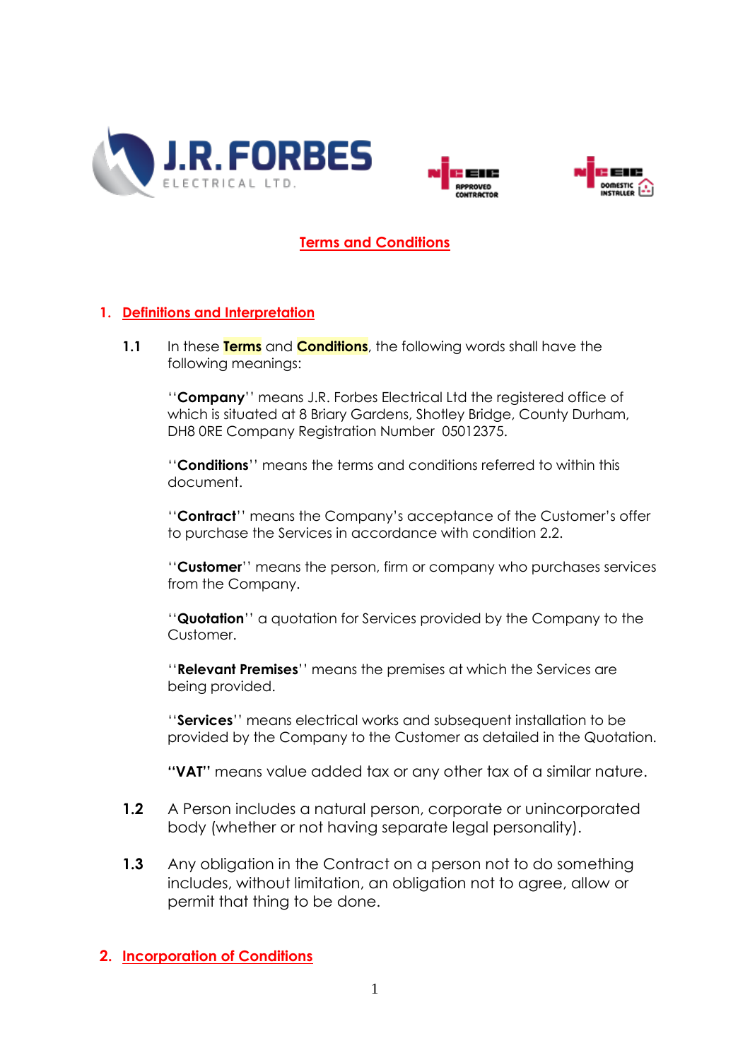# Terms and Conditions

## 1. Definitions and Interpretation

**1.1** In these **Terms** and **Conditions**, the following words shall have the following meanings:

''**Company**'' means J.R. Forbes Electrical Ltd the registered office of which is situated at 8 Briary Gardens, Shotley Bridge, County Durham, DH8 0RE Company Registration Number 05012375.

''**Conditions**'' means the terms and conditions referred to within this document.

''**Contract**'' means the Company's acceptance of the Customer's offer to purchase the Services in accordance with condition 2.2.

''**Customer**'' means the person, firm or company who purchases services from the Company.

''**Quotation**'' a quotation for Services provided by the Company to the Customer.

''**Relevant Premises**'' means the premises at which the Services are being provided.

''**Services**'' means electrical works and subsequent installation to be provided by the Company to the Customer as detailed in the Quotation.

**"VAT"** means value added tax or any other tax of a similar nature.

**1.2** A Person includes a natural person, corporate or unincorporated body (whether or not having separate legal personality).

**1.3** Any obligation in the Contract on a person not to do something includes, without limitation, an obligation not to agree, allow or permit that thing to be done.

## 2. Incorporation of Conditions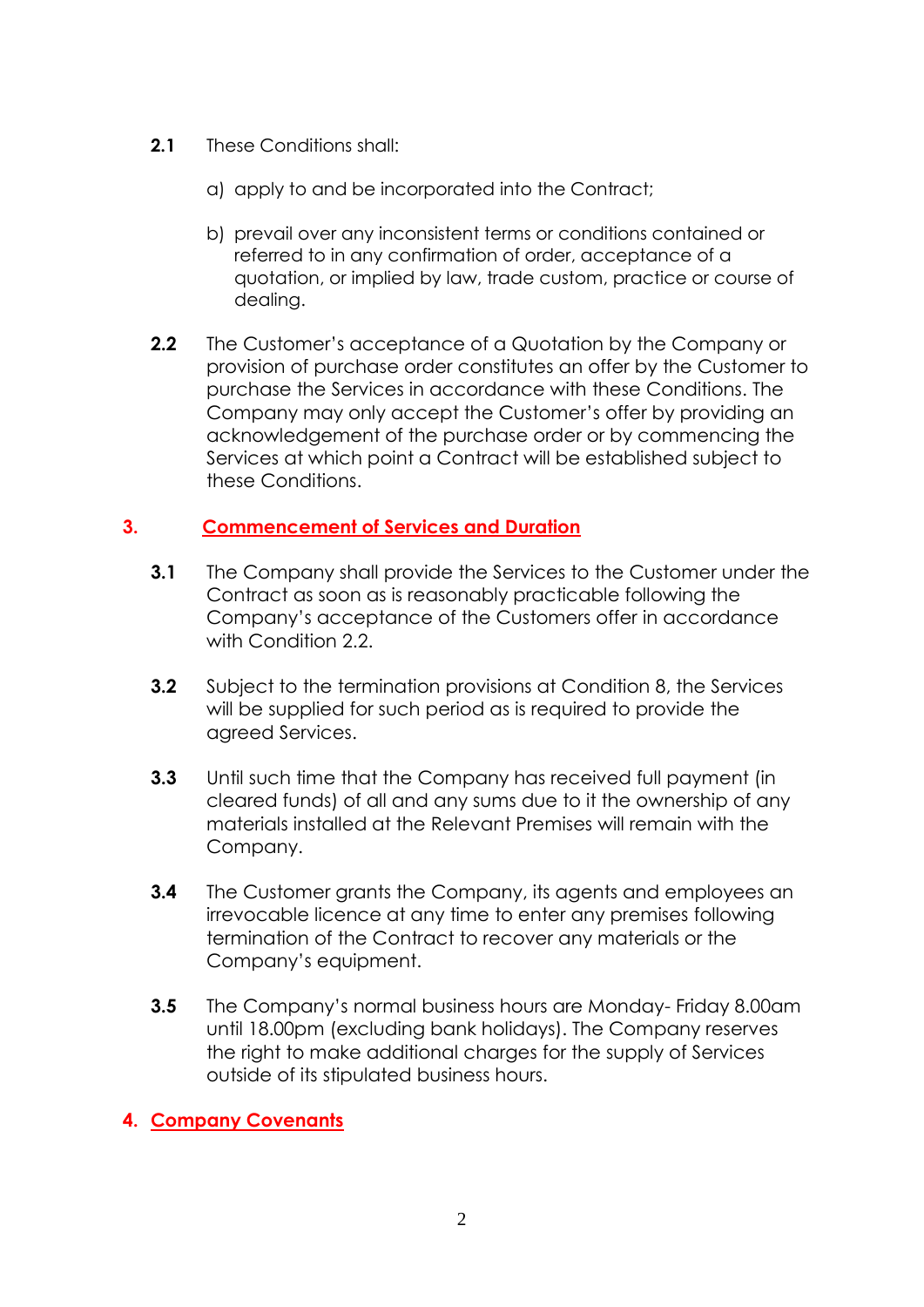**2.1** These Conditions shall:

a) apply to and be incorporated into the Contract;

b) prevail over any inconsistent terms or conditions contained or referred to in any confirmation of order, acceptance of a quotation, or implied by law, trade custom, practice or course of dealing.

**2.2** The Customer's acceptance of a Quotation by the Company or provision of purchase order constitutes an offer by the Customer to purchase the Services in accordance with these Conditions. The Company may only accept the Customer's offer by providing an acknowledgement of the purchase order or by commencing the Services at which point a Contract will be established subject to these Conditions.

## 3. Commencement of Services and Duration

**3.1** The Company shall provide the Services to the Customer under the Contract as soon as is reasonably practicable following the Company's acceptance of the Customers offer in accordance with Condition 2.2.

**3.2** Subject to the termination provisions at Condition 8, the Services will be supplied for such period as is required to provide the agreed Services.

**3.3** Until such time that the Company has received full payment (in cleared funds) of all and any sums due to it the ownership of any materials installed at the Relevant Premises will remain with the Company.

**3.4** The Customer grants the Company, its agents and employees an irrevocable licence at any time to enter any premises following termination of the Contract to recover any materials or the Company's equipment.

**3.5** The Company's normal business hours are Monday- Friday 8.00am until 18.00pm (excluding bank holidays). The Company reserves the right to make additional charges for the supply of Services outside of its stipulated business hours.

## 4. Company Covenants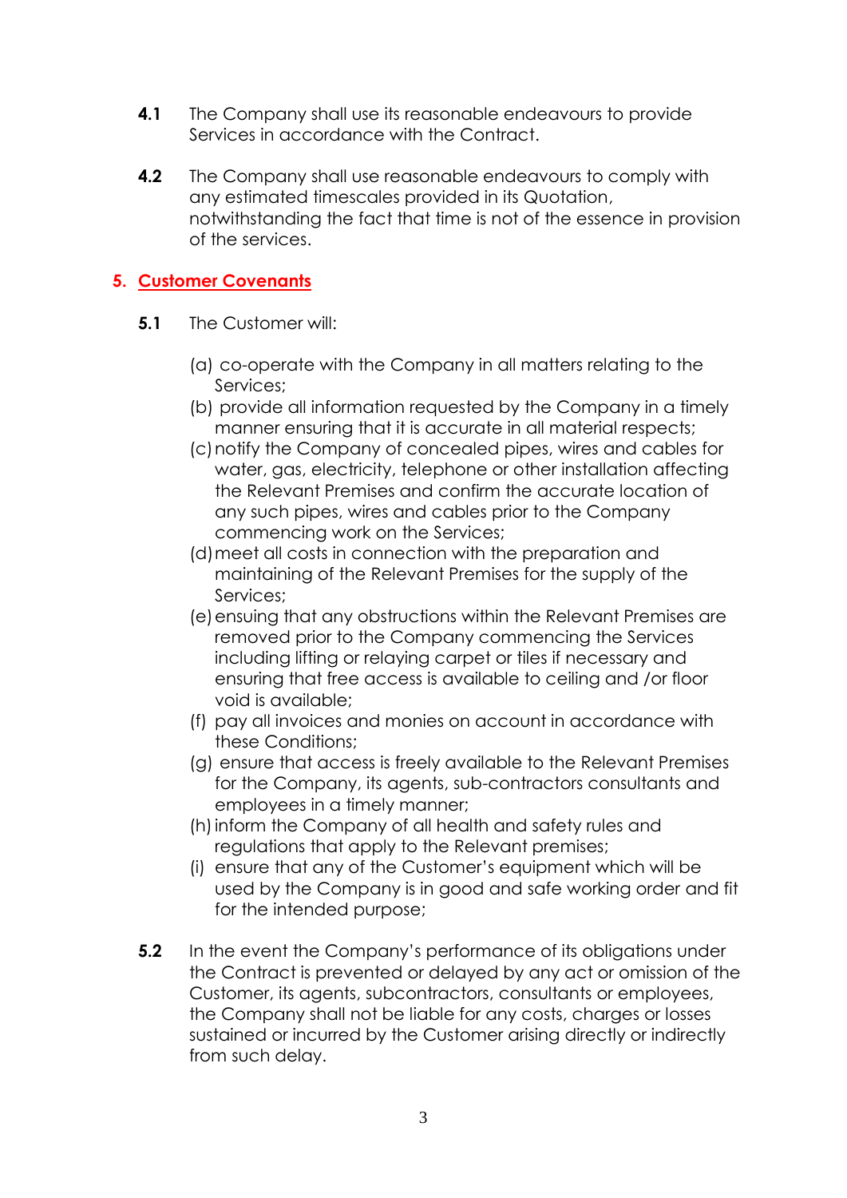**4.1** The Company shall use its reasonable endeavours to provide Services in accordance with the Contract.

**4.2** The Company shall use reasonable endeavours to comply with any estimated timescales provided in its Quotation, notwithstanding the fact that time is not of the essence in provision of the services.

## 5. Customer Covenants

**5.1** The Customer will:

(a) co-operate with the Company in all matters relating to the Services;

(b) provide all information requested by the Company in a timely manner ensuring that it is accurate in all material respects;

(c) notify the Company of concealed pipes, wires and cables for water, gas, electricity, telephone or other installation affecting the Relevant Premises and confirm the accurate location of any such pipes, wires and cables prior to the Company commencing work on the Services;

(d) meet all costs in connection with the preparation and maintaining of the Relevant Premises for the supply of the Services;

(e) ensuing that any obstructions within the Relevant Premises are removed prior to the Company commencing the Services including lifting or relaying carpet or tiles if necessary and ensuring that free access is available to ceiling and /or floor void is available;

(f) pay all invoices and monies on account in accordance with these Conditions;

(g) ensure that access is freely available to the Relevant Premises for the Company, its agents, sub-contractors consultants and employees in a timely manner;

(h) inform the Company of all health and safety rules and regulations that apply to the Relevant premises;

(i) ensure that any of the Customer's equipment which will be used by the Company is in good and safe working order and fit for the intended purpose;

**5.2** In the event the Company's performance of its obligations under the Contract is prevented or delayed by any act or omission of the Customer, its agents, subcontractors, consultants or employees, the Company shall not be liable for any costs, charges or losses sustained or incurred by the Customer arising directly or indirectly from such delay.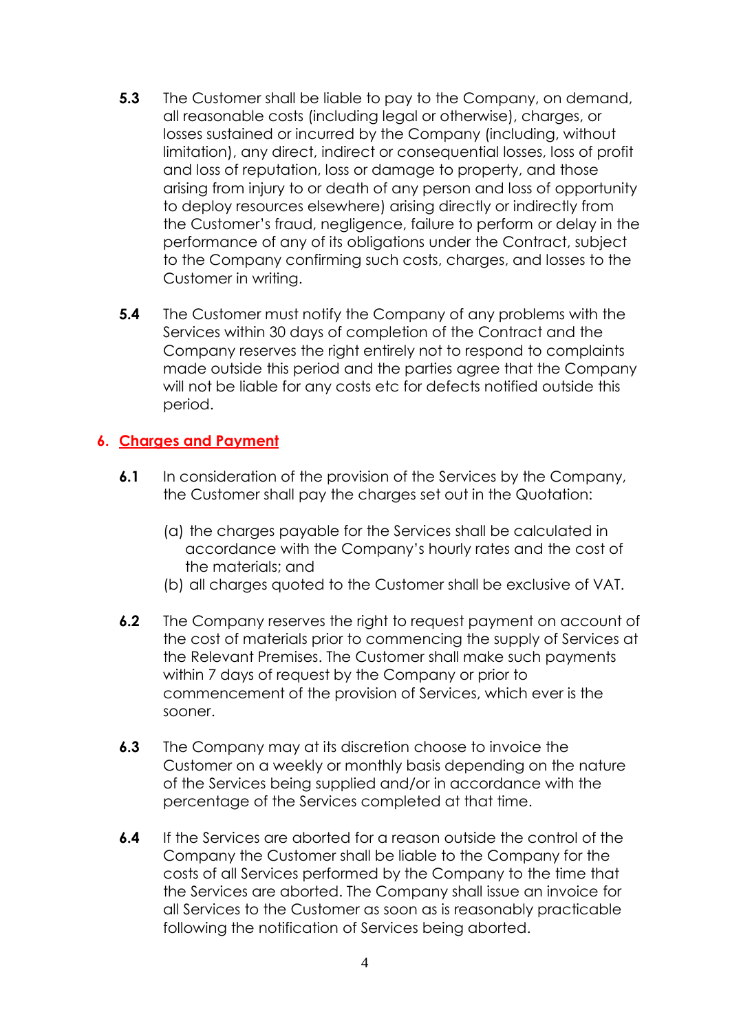**5.3** The Customer shall be liable to pay to the Company, on demand, all reasonable costs (including legal or otherwise), charges, or losses sustained or incurred by the Company (including, without limitation), any direct, indirect or consequential losses, loss of profit and loss of reputation, loss or damage to property, and those arising from injury to or death of any person and loss of opportunity to deploy resources elsewhere) arising directly or indirectly from the Customer's fraud, negligence, failure to perform or delay in the performance of any of its obligations under the Contract, subject to the Company confirming such costs, charges, and losses to the Customer in writing.

**5.4** The Customer must notify the Company of any problems with the Services within 30 days of completion of the Contract and the Company reserves the right entirely not to respond to complaints made outside this period and the parties agree that the Company will not be liable for any costs etc for defects notified outside this period.

## 6. Charges and Payment

**6.1** In consideration of the provision of the Services by the Company, the Customer shall pay the charges set out in the Quotation:

(a) the charges payable for the Services shall be calculated in accordance with the Company's hourly rates and the cost of the materials; and
(b) all charges quoted to the Customer shall be exclusive of VAT.

**6.2** The Company reserves the right to request payment on account of the cost of materials prior to commencing the supply of Services at the Relevant Premises. The Customer shall make such payments within 7 days of request by the Company or prior to commencement of the provision of Services, which ever is the sooner.

**6.3** The Company may at its discretion choose to invoice the Customer on a weekly or monthly basis depending on the nature of the Services being supplied and/or in accordance with the percentage of the Services completed at that time.

**6.4** If the Services are aborted for a reason outside the control of the Company the Customer shall be liable to the Company for the costs of all Services performed by the Company to the time that the Services are aborted. The Company shall issue an invoice for all Services to the Customer as soon as is reasonably practicable following the notification of Services being aborted.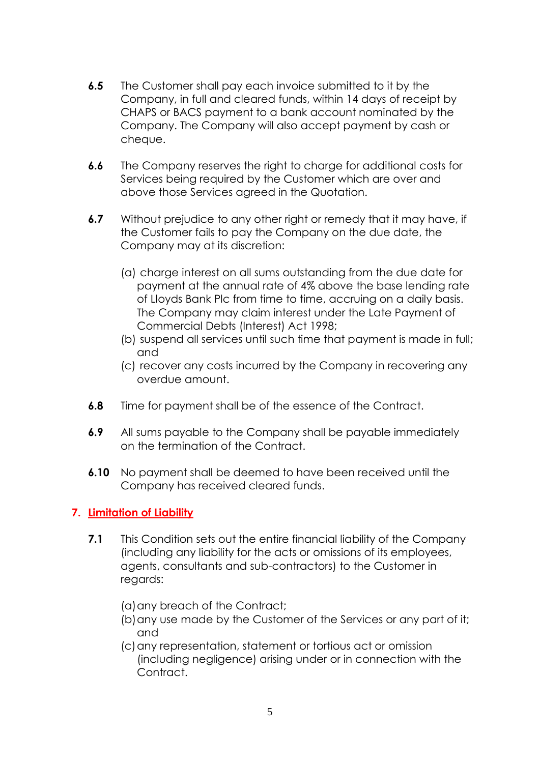**6.5** The Customer shall pay each invoice submitted to it by the Company, in full and cleared funds, within 14 days of receipt by CHAPS or BACS payment to a bank account nominated by the Company. The Company will also accept payment by cash or cheque.

**6.6** The Company reserves the right to charge for additional costs for Services being required by the Customer which are over and above those Services agreed in the Quotation.

**6.7** Without prejudice to any other right or remedy that it may have, if the Customer fails to pay the Company on the due date, the Company may at its discretion:

(a) charge interest on all sums outstanding from the due date for payment at the annual rate of 4% above the base lending rate of Lloyds Bank Plc from time to time, accruing on a daily basis. The Company may claim interest under the Late Payment of Commercial Debts (Interest) Act 1998;
(b) suspend all services until such time that payment is made in full; and
(c) recover any costs incurred by the Company in recovering any overdue amount.

**6.8** Time for payment shall be of the essence of the Contract.

**6.9** All sums payable to the Company shall be payable immediately on the termination of the Contract.

**6.10** No payment shall be deemed to have been received until the Company has received cleared funds.

## 7. Limitation of Liability

**7.1** This Condition sets out the entire financial liability of the Company (including any liability for the acts or omissions of its employees, agents, consultants and sub-contractors) to the Customer in regards:

(a) any breach of the Contract;
(b) any use made by the Customer of the Services or any part of it; and
(c) any representation, statement or tortious act or omission (including negligence) arising under or in connection with the Contract.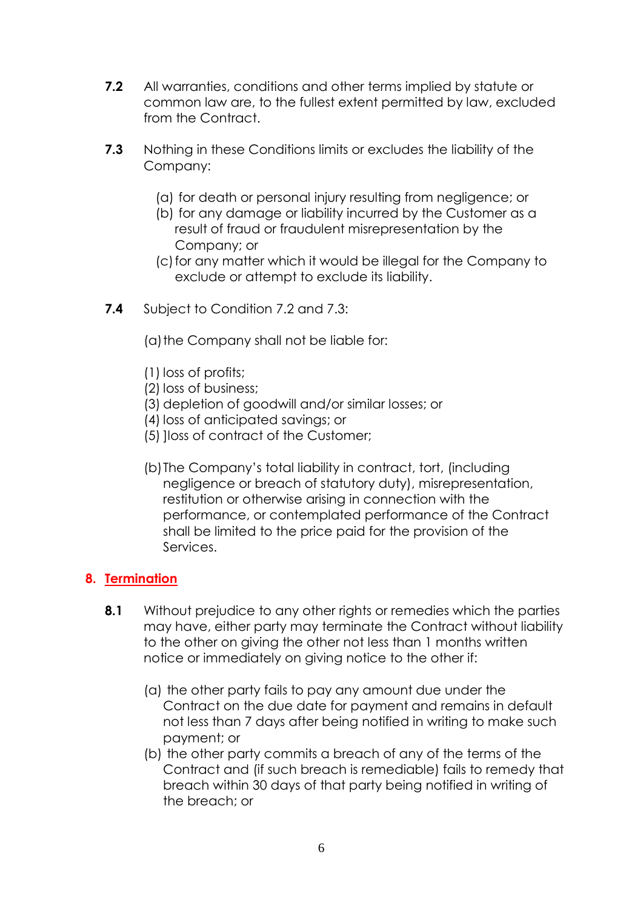**7.2** All warranties, conditions and other terms implied by statute or common law are, to the fullest extent permitted by law, excluded from the Contract.

**7.3** Nothing in these Conditions limits or excludes the liability of the Company:

(a) for death or personal injury resulting from negligence; or
(b) for any damage or liability incurred by the Customer as a result of fraud or fraudulent misrepresentation by the Company; or
(c) for any matter which it would be illegal for the Company to exclude or attempt to exclude its liability.

**7.4** Subject to Condition 7.2 and 7.3:

(a) the Company shall not be liable for:

(1) loss of profits;
(2) loss of business;
(3) depletion of goodwill and/or similar losses; or
(4) loss of anticipated savings; or
(5) ]loss of contract of the Customer;

(b) The Company's total liability in contract, tort, (including negligence or breach of statutory duty), misrepresentation, restitution or otherwise arising in connection with the performance, or contemplated performance of the Contract shall be limited to the price paid for the provision of the Services.

## 8. Termination

**8.1** Without prejudice to any other rights or remedies which the parties may have, either party may terminate the Contract without liability to the other on giving the other not less than 1 months written notice or immediately on giving notice to the other if:

(a) the other party fails to pay any amount due under the Contract on the due date for payment and remains in default not less than 7 days after being notified in writing to make such payment; or
(b) the other party commits a breach of any of the terms of the Contract and (if such breach is remediable) fails to remedy that breach within 30 days of that party being notified in writing of the breach; or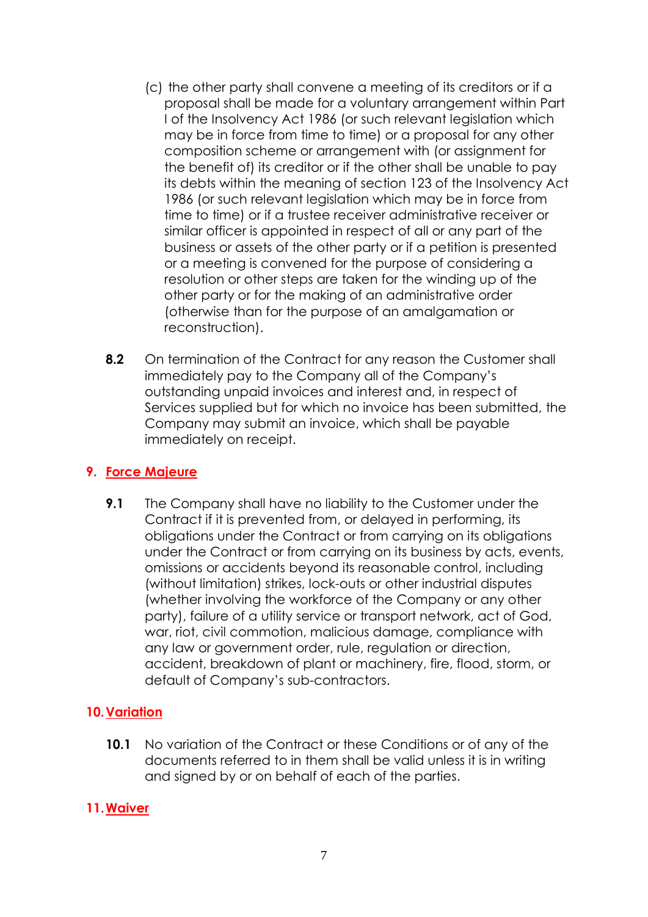(c) the other party shall convene a meeting of its creditors or if a proposal shall be made for a voluntary arrangement within Part I of the Insolvency Act 1986 (or such relevant legislation which may be in force from time to time) or a proposal for any other composition scheme or arrangement with (or assignment for the benefit of) its creditor or if the other shall be unable to pay its debts within the meaning of section 123 of the Insolvency Act 1986 (or such relevant legislation which may be in force from time to time) or if a trustee receiver administrative receiver or similar officer is appointed in respect of all or any part of the business or assets of the other party or if a petition is presented or a meeting is convened for the purpose of considering a resolution or other steps are taken for the winding up of the other party or for the making of an administrative order (otherwise than for the purpose of an amalgamation or reconstruction).

**8.2** On termination of the Contract for any reason the Customer shall immediately pay to the Company all of the Company's outstanding unpaid invoices and interest and, in respect of Services supplied but for which no invoice has been submitted, the Company may submit an invoice, which shall be payable immediately on receipt.

## 9. Force Majeure

**9.1** The Company shall have no liability to the Customer under the Contract if it is prevented from, or delayed in performing, its obligations under the Contract or from carrying on its obligations under the Contract or from carrying on its business by acts, events, omissions or accidents beyond its reasonable control, including (without limitation) strikes, lock-outs or other industrial disputes (whether involving the workforce of the Company or any other party), failure of a utility service or transport network, act of God, war, riot, civil commotion, malicious damage, compliance with any law or government order, rule, regulation or direction, accident, breakdown of plant or machinery, fire, flood, storm, or default of Company's sub-contractors.

## 10. Variation

**10.1** No variation of the Contract or these Conditions or of any of the documents referred to in them shall be valid unless it is in writing and signed by or on behalf of each of the parties.

## 11. Waiver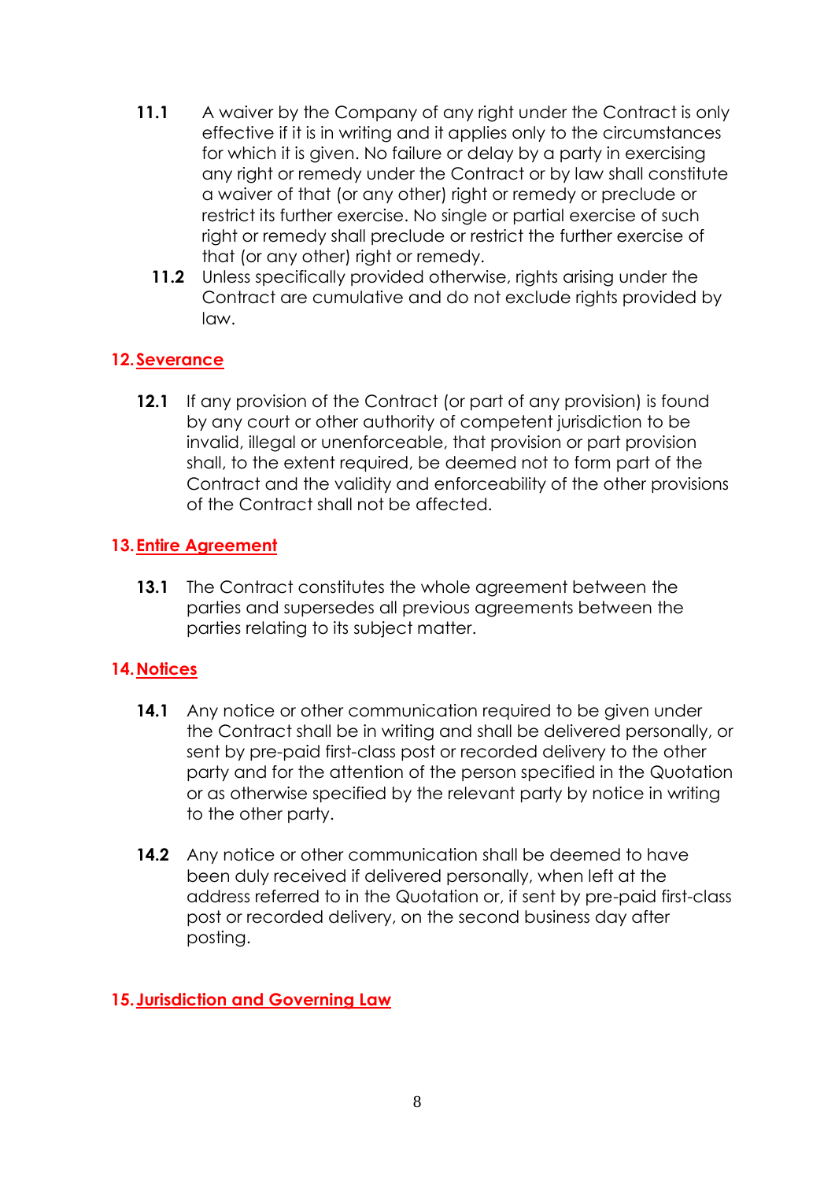**11.1** A waiver by the Company of any right under the Contract is only effective if it is in writing and it applies only to the circumstances for which it is given. No failure or delay by a party in exercising any right or remedy under the Contract or by law shall constitute a waiver of that (or any other) right or remedy or preclude or restrict its further exercise. No single or partial exercise of such right or remedy shall preclude or restrict the further exercise of that (or any other) right or remedy.

**11.2** Unless specifically provided otherwise, rights arising under the Contract are cumulative and do not exclude rights provided by law.

## 12. Severance

**12.1** If any provision of the Contract (or part of any provision) is found by any court or other authority of competent jurisdiction to be invalid, illegal or unenforceable, that provision or part provision shall, to the extent required, be deemed not to form part of the Contract and the validity and enforceability of the other provisions of the Contract shall not be affected.

## 13. Entire Agreement

**13.1** The Contract constitutes the whole agreement between the parties and supersedes all previous agreements between the parties relating to its subject matter.

## 14. Notices

**14.1** Any notice or other communication required to be given under the Contract shall be in writing and shall be delivered personally, or sent by pre-paid first-class post or recorded delivery to the other party and for the attention of the person specified in the Quotation or as otherwise specified by the relevant party by notice in writing to the other party.

**14.2** Any notice or other communication shall be deemed to have been duly received if delivered personally, when left at the address referred to in the Quotation or, if sent by pre-paid first-class post or recorded delivery, on the second business day after posting.

## 15. Jurisdiction and Governing Law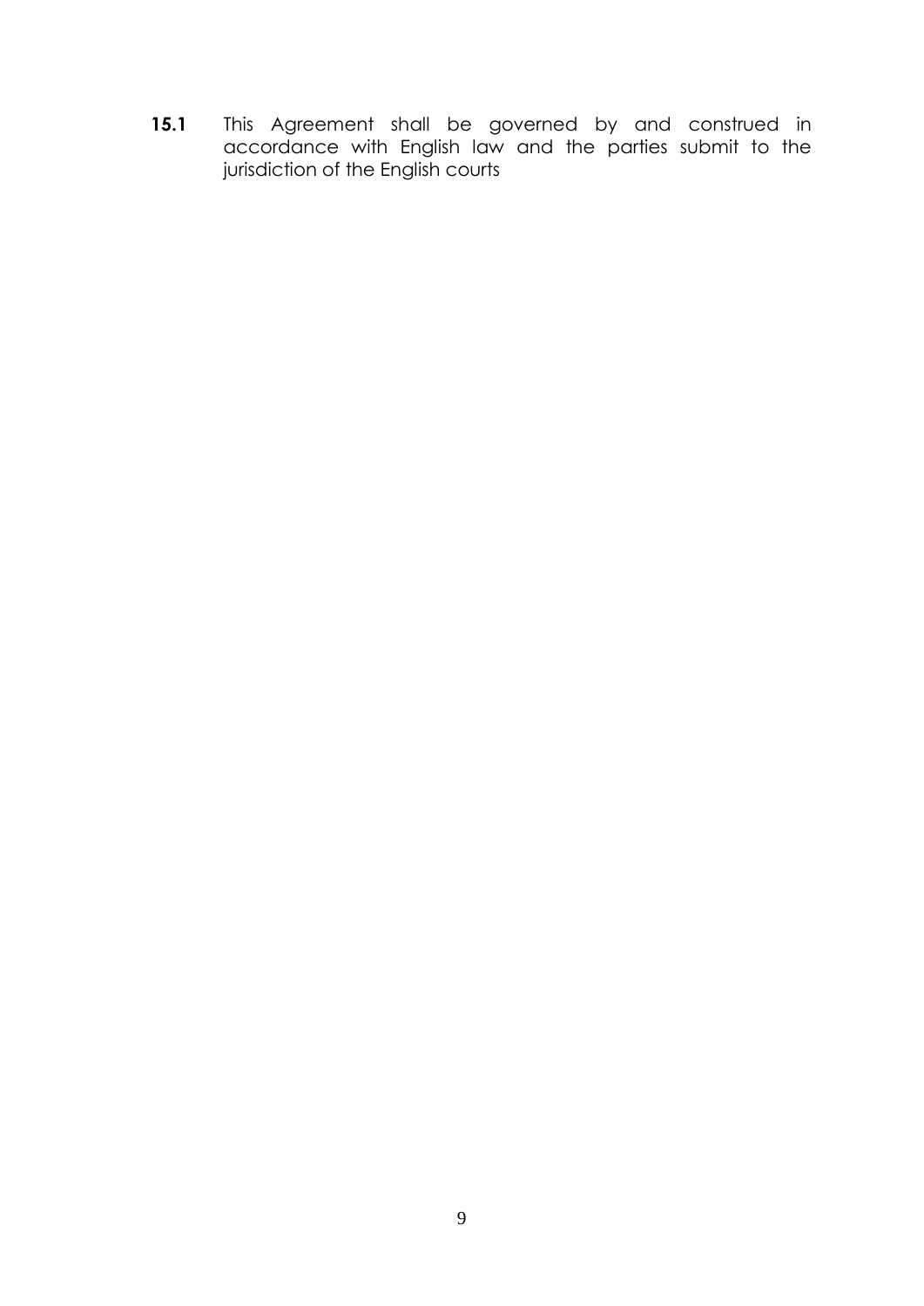**15.1** This Agreement shall be governed by and construed in accordance with English law and the parties submit to the jurisdiction of the English courts